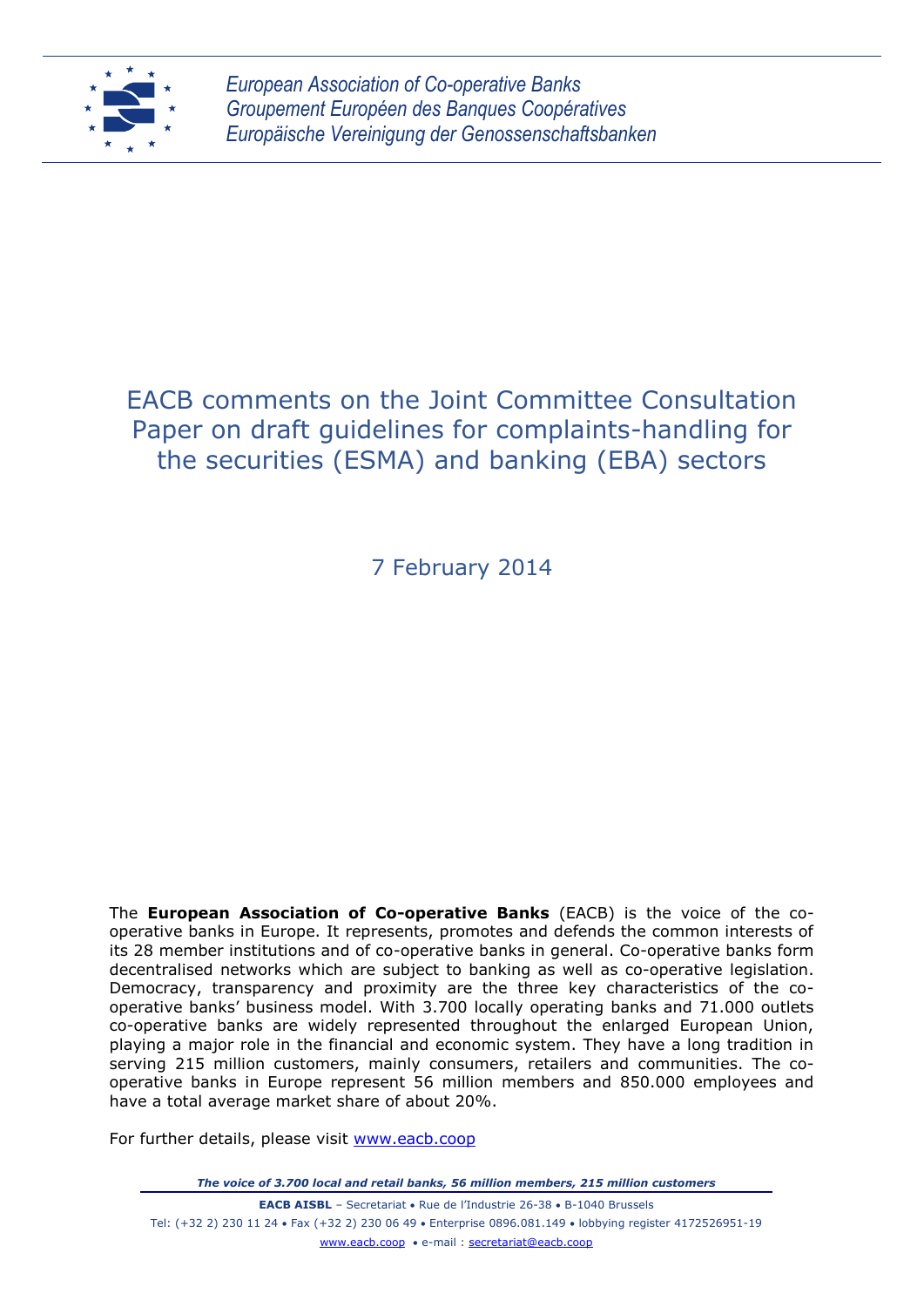*European Association of Co-operative Banks*
*Groupement Européen des Banques Coopératives*
*Europäische Vereinigung der Genossenschaftsbanken*

# EACB comments on the Joint Committee Consultation Paper on draft guidelines for complaints-handling for the securities (ESMA) and banking (EBA) sectors

7 February 2014

The **European Association of Co-operative Banks** (EACB) is the voice of the co-operative banks in Europe. It represents, promotes and defends the common interests of its 28 member institutions and of co-operative banks in general. Co-operative banks form decentralised networks which are subject to banking as well as co-operative legislation. Democracy, transparency and proximity are the three key characteristics of the co-operative banks' business model. With 3.700 locally operating banks and 71.000 outlets co-operative banks are widely represented throughout the enlarged European Union, playing a major role in the financial and economic system. They have a long tradition in serving 215 million customers, mainly consumers, retailers and communities. The co-operative banks in Europe represent 56 million members and 850.000 employees and have a total average market share of about 20%.

For further details, please visit www.eacb.coop

***The voice of 3.700 local and retail banks, 56 million members, 215 million customers***

**EACB AISBL** – Secretariat • Rue de l'Industrie 26-38 • B-1040 Brussels
Tel: (+32 2) 230 11 24 • Fax (+32 2) 230 06 49 • Enterprise 0896.081.149 • lobbying register 4172526951-19
www.eacb.coop • e-mail : secretariat@eacb.coop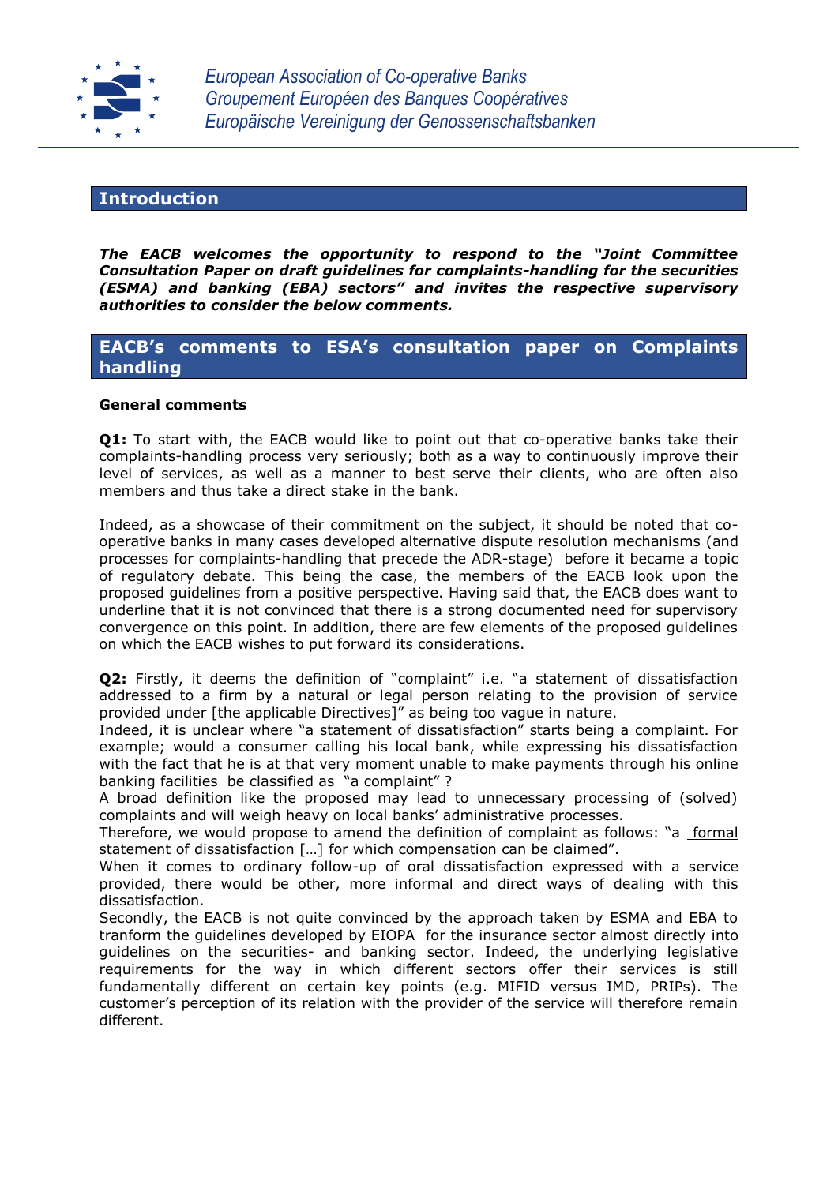European Association of Co-operative Banks
Groupement Européen des Banques Coopératives
Europäische Vereinigung der Genossenschaftsbanken

## Introduction

***The EACB welcomes the opportunity to respond to the "Joint Committee Consultation Paper on draft guidelines for complaints-handling for the securities (ESMA) and banking (EBA) sectors" and invites the respective supervisory authorities to consider the below comments.***

## EACB's comments to ESA's consultation paper on Complaints handling

**General comments**

**Q1:** To start with, the EACB would like to point out that co-operative banks take their complaints-handling process very seriously; both as a way to continuously improve their level of services, as well as a manner to best serve their clients, who are often also members and thus take a direct stake in the bank.

Indeed, as a showcase of their commitment on the subject, it should be noted that co-operative banks in many cases developed alternative dispute resolution mechanisms (and processes for complaints-handling that precede the ADR-stage) before it became a topic of regulatory debate. This being the case, the members of the EACB look upon the proposed guidelines from a positive perspective. Having said that, the EACB does want to underline that it is not convinced that there is a strong documented need for supervisory convergence on this point. In addition, there are few elements of the proposed guidelines on which the EACB wishes to put forward its considerations.

**Q2:** Firstly, it deems the definition of "complaint" i.e. "a statement of dissatisfaction addressed to a firm by a natural or legal person relating to the provision of service provided under [the applicable Directives]" as being too vague in nature.
Indeed, it is unclear where "a statement of dissatisfaction" starts being a complaint. For example; would a consumer calling his local bank, while expressing his dissatisfaction with the fact that he is at that very moment unable to make payments through his online banking facilities be classified as "a complaint" ?
A broad definition like the proposed may lead to unnecessary processing of (solved) complaints and will weigh heavy on local banks' administrative processes.
Therefore, we would propose to amend the definition of complaint as follows: "a <u>formal</u> statement of dissatisfaction […] <u>for which compensation can be claimed</u>".
When it comes to ordinary follow-up of oral dissatisfaction expressed with a service provided, there would be other, more informal and direct ways of dealing with this dissatisfaction.
Secondly, the EACB is not quite convinced by the approach taken by ESMA and EBA to tranform the guidelines developed by EIOPA for the insurance sector almost directly into guidelines on the securities- and banking sector. Indeed, the underlying legislative requirements for the way in which different sectors offer their services is still fundamentally different on certain key points (e.g. MIFID versus IMD, PRIPs). The customer's perception of its relation with the provider of the service will therefore remain different.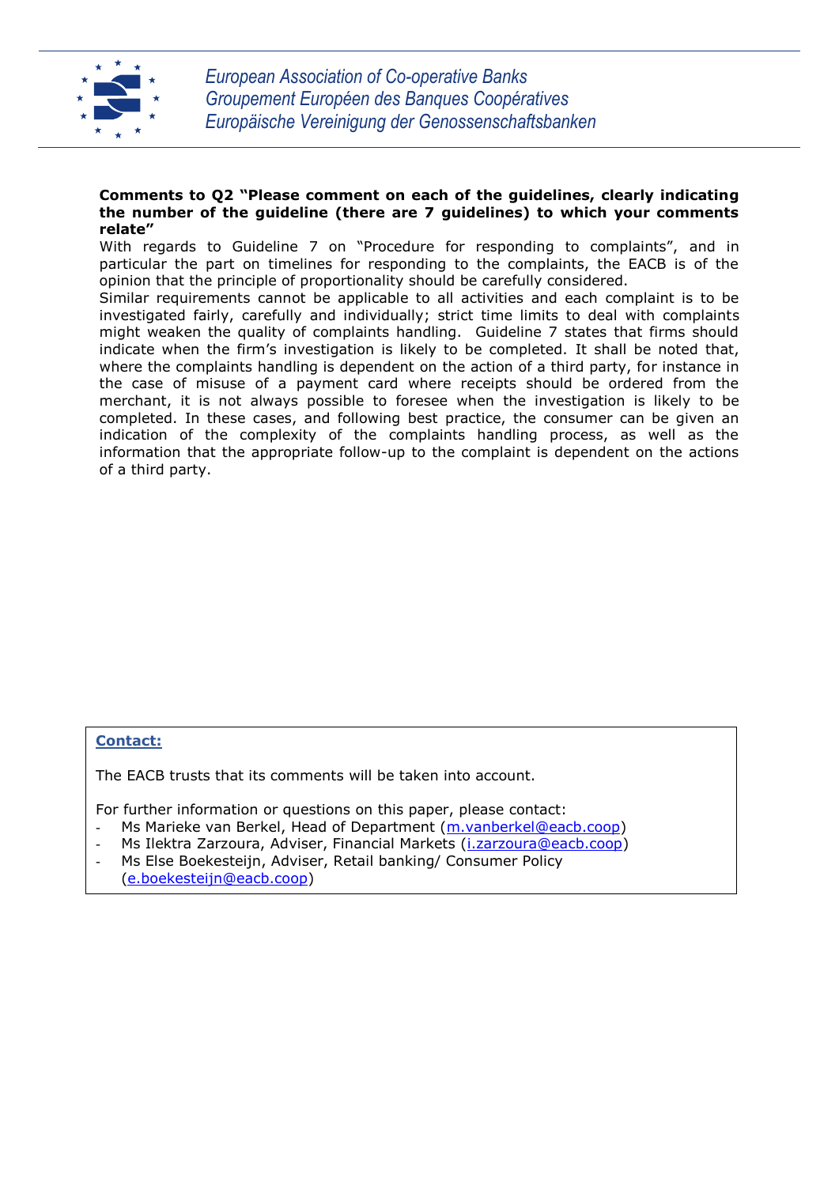**Comments to Q2 "Please comment on each of the guidelines, clearly indicating the number of the guideline (there are 7 guidelines) to which your comments relate"**

With regards to Guideline 7 on "Procedure for responding to complaints", and in particular the part on timelines for responding to the complaints, the EACB is of the opinion that the principle of proportionality should be carefully considered.

Similar requirements cannot be applicable to all activities and each complaint is to be investigated fairly, carefully and individually; strict time limits to deal with complaints might weaken the quality of complaints handling. Guideline 7 states that firms should indicate when the firm's investigation is likely to be completed. It shall be noted that, where the complaints handling is dependent on the action of a third party, for instance in the case of misuse of a payment card where receipts should be ordered from the merchant, it is not always possible to foresee when the investigation is likely to be completed. In these cases, and following best practice, the consumer can be given an indication of the complexity of the complaints handling process, as well as the information that the appropriate follow-up to the complaint is dependent on the actions of a third party.

**Contact:**

The EACB trusts that its comments will be taken into account.

For further information or questions on this paper, please contact:

- Ms Marieke van Berkel, Head of Department (m.vanberkel@eacb.coop)
- Ms Ilektra Zarzoura, Adviser, Financial Markets (i.zarzoura@eacb.coop)
- Ms Else Boekesteijn, Adviser, Retail banking/ Consumer Policy (e.boekesteijn@eacb.coop)